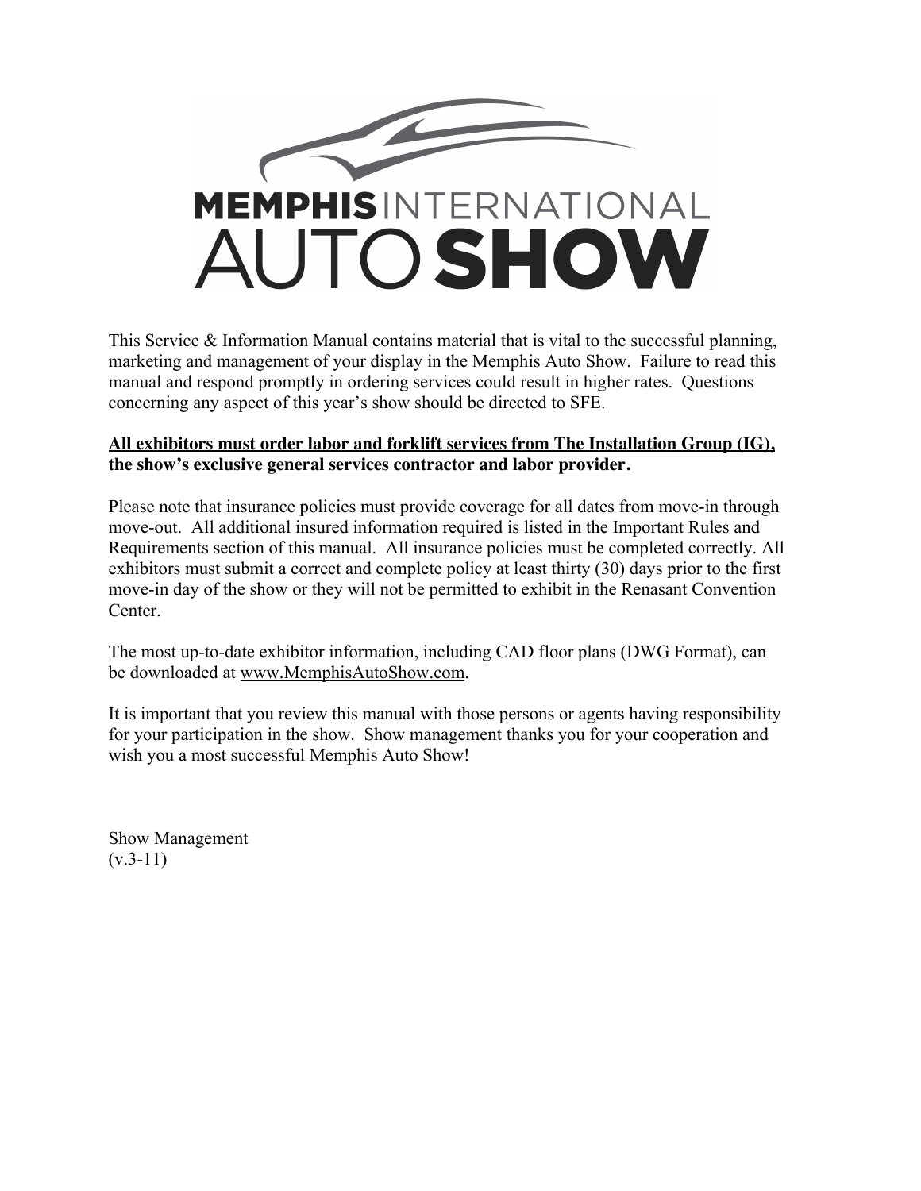# MEMPHIS INTERNATIONAL AUTO SHOW

This Service & Information Manual contains material that is vital to the successful planning, marketing and management of your display in the Memphis Auto Show. Failure to read this manual and respond promptly in ordering services could result in higher rates. Questions concerning any aspect of this year's show should be directed to SFE.

**All exhibitors must order labor and forklift services from The Installation Group (IG), the show's exclusive general services contractor and labor provider.**

Please note that insurance policies must provide coverage for all dates from move-in through move-out. All additional insured information required is listed in the Important Rules and Requirements section of this manual. All insurance policies must be completed correctly. All exhibitors must submit a correct and complete policy at least thirty (30) days prior to the first move-in day of the show or they will not be permitted to exhibit in the Renasant Convention Center.

The most up-to-date exhibitor information, including CAD floor plans (DWG Format), can be downloaded at www.MemphisAutoShow.com.

It is important that you review this manual with those persons or agents having responsibility for your participation in the show. Show management thanks you for your cooperation and wish you a most successful Memphis Auto Show!

Show Management
(v.3-11)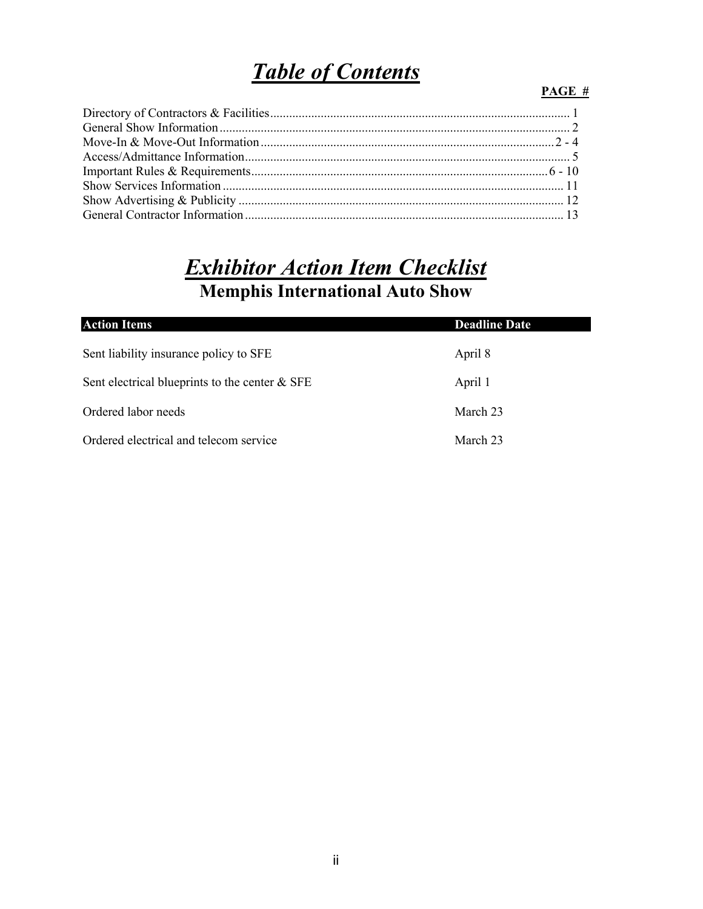# ***Table of Contents***

| | PAGE # |
|---|---|
| Directory of Contractors & Facilities | 1 |
| General Show Information | 2 |
| Move-In & Move-Out Information | 2 - 4 |
| Access/Admittance Information | 5 |
| Important Rules & Requirements | 6 - 10 |
| Show Services Information | 11 |
| Show Advertising & Publicity | 12 |
| General Contractor Information | 13 |

# ***Exhibitor Action Item Checklist***

## Memphis International Auto Show

| Action Items | Deadline Date |
|---|---|
| Sent liability insurance policy to SFE | April 8 |
| Sent electrical blueprints to the center & SFE | April 1 |
| Ordered labor needs | March 23 |
| Ordered electrical and telecom service | March 23 |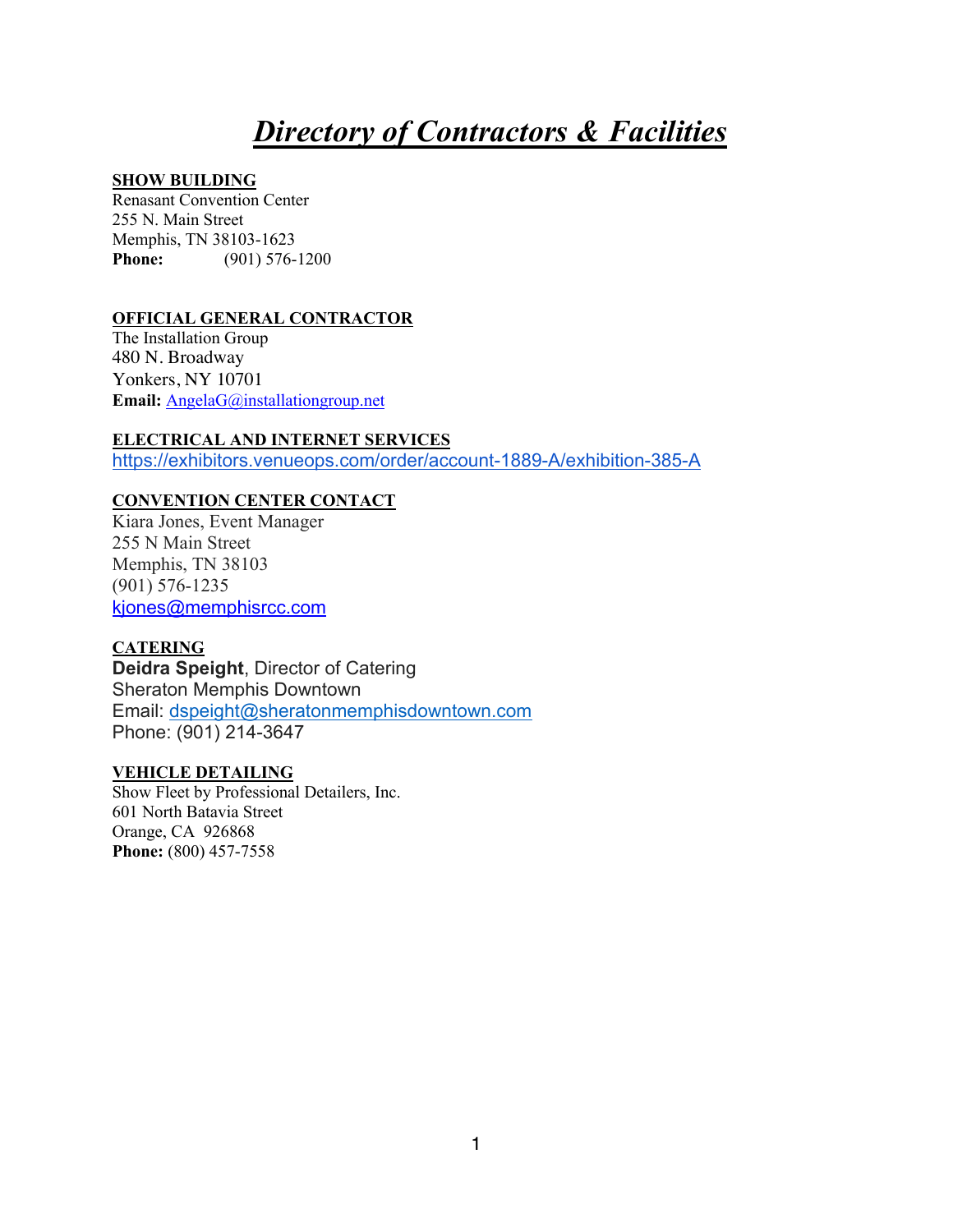# *Directory of Contractors & Facilities*

**SHOW BUILDING**
Renasant Convention Center
255 N. Main Street
Memphis, TN 38103-1623
**Phone:** (901) 576-1200

**OFFICIAL GENERAL CONTRACTOR**
The Installation Group
480 N. Broadway
Yonkers, NY 10701
**Email:** AngelaG@installationgroup.net

**ELECTRICAL AND INTERNET SERVICES**
https://exhibitors.venueops.com/order/account-1889-A/exhibition-385-A

**CONVENTION CENTER CONTACT**
Kiara Jones, Event Manager
255 N Main Street
Memphis, TN 38103
(901) 576-1235
kjones@memphisrcc.com

**CATERING**
**Deidra Speight**, Director of Catering
Sheraton Memphis Downtown
Email: dspeight@sheratonmemphisdowntown.com
Phone: (901) 214-3647

**VEHICLE DETAILING**
Show Fleet by Professional Detailers, Inc.
601 North Batavia Street
Orange, CA 926868
**Phone:** (800) 457-7558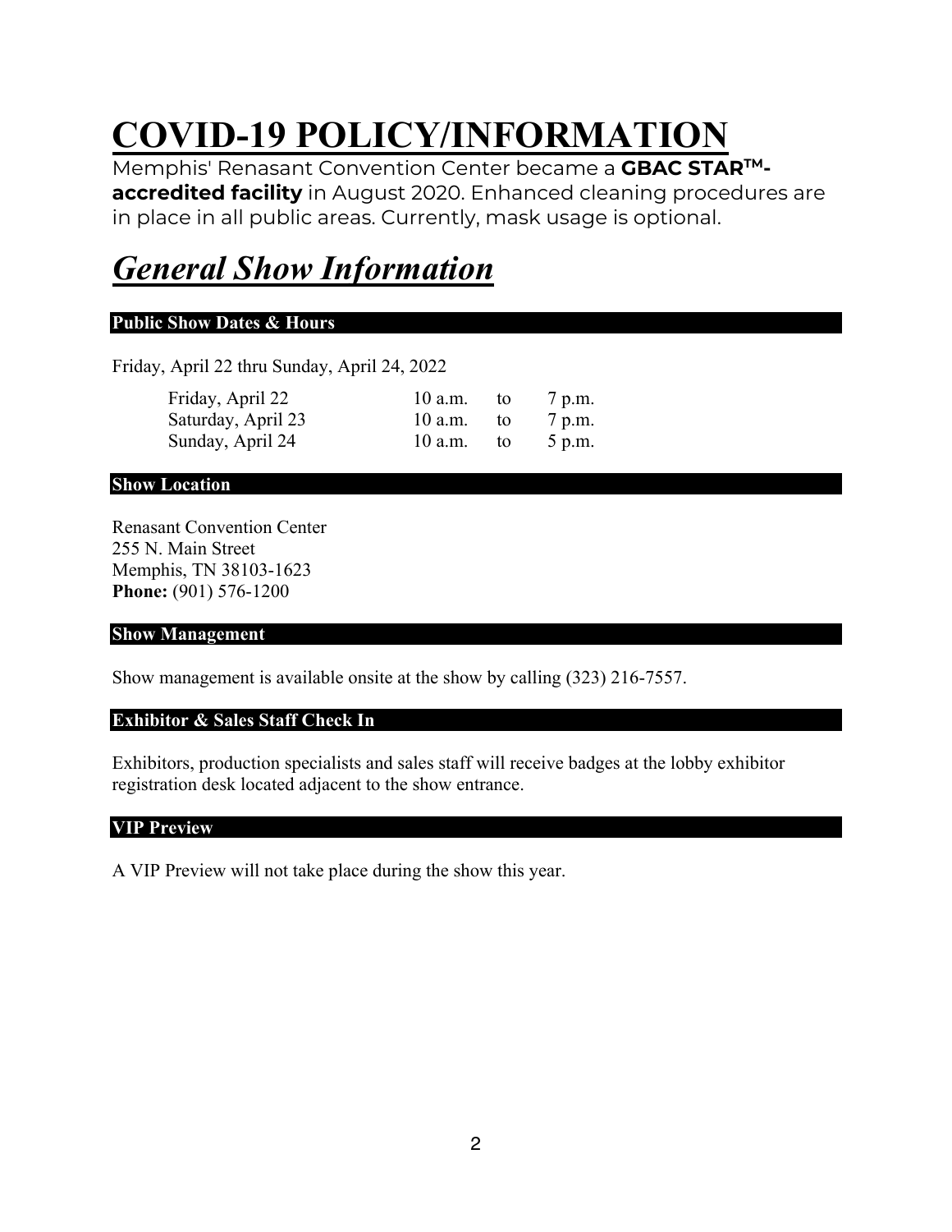# COVID-19 POLICY/INFORMATION

Memphis' Renasant Convention Center became a **GBAC STAR™-accredited facility** in August 2020. Enhanced cleaning procedures are in place in all public areas. Currently, mask usage is optional.

## *General Show Information*

### Public Show Dates & Hours

Friday, April 22 thru Sunday, April 24, 2022

| | | | |
|---|---|---|---|
| Friday, April 22 | 10 a.m. | to | 7 p.m. |
| Saturday, April 23 | 10 a.m. | to | 7 p.m. |
| Sunday, April 24 | 10 a.m. | to | 5 p.m. |

### Show Location

Renasant Convention Center
255 N. Main Street
Memphis, TN 38103-1623
**Phone:** (901) 576-1200

### Show Management

Show management is available onsite at the show by calling (323) 216-7557.

### Exhibitor & Sales Staff Check In

Exhibitors, production specialists and sales staff will receive badges at the lobby exhibitor registration desk located adjacent to the show entrance.

### VIP Preview

A VIP Preview will not take place during the show this year.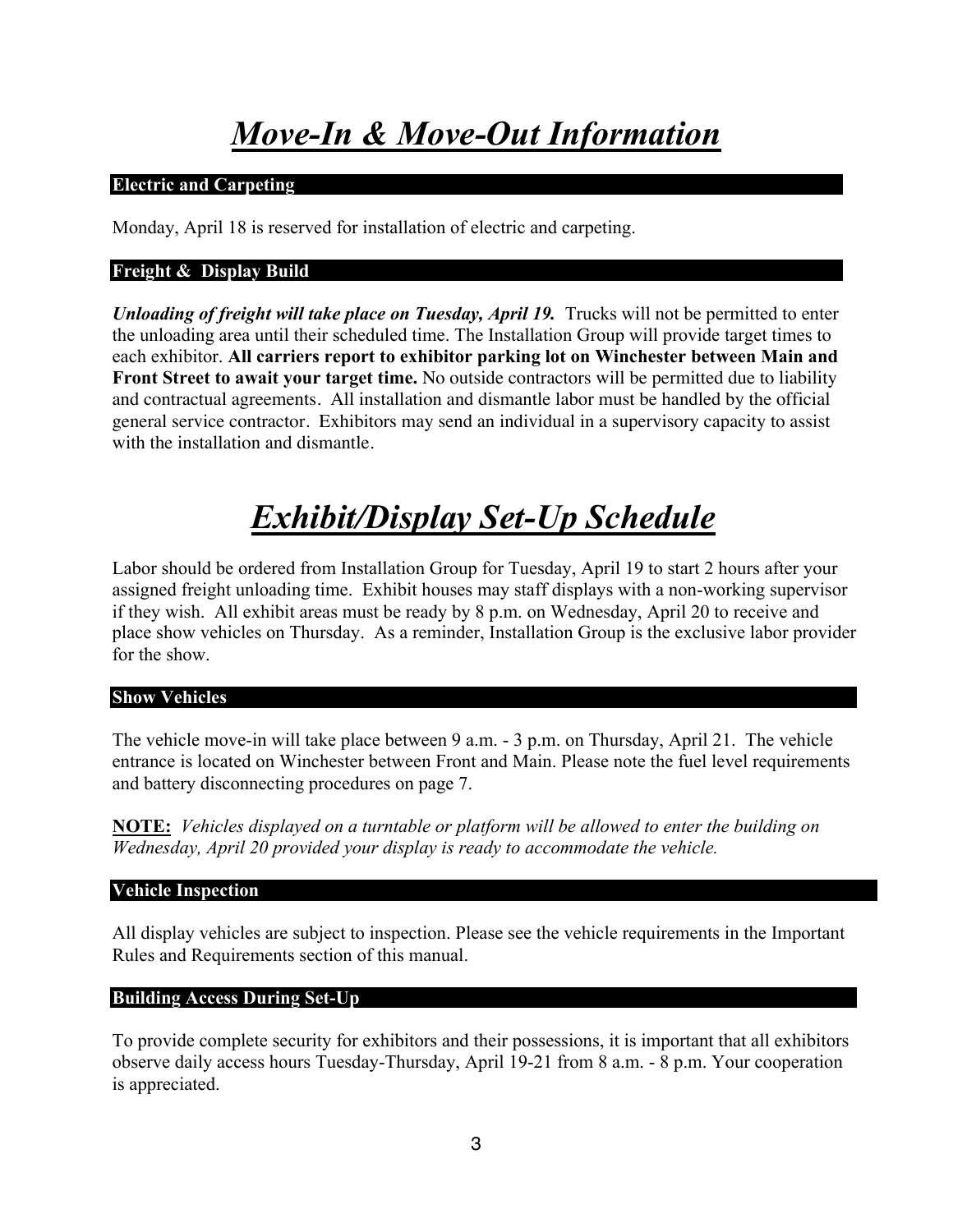# *Move-In & Move-Out Information*

### Electric and Carpeting

Monday, April 18 is reserved for installation of electric and carpeting.

### Freight & Display Build

***Unloading of freight will take place on Tuesday, April 19.*** Trucks will not be permitted to enter the unloading area until their scheduled time. The Installation Group will provide target times to each exhibitor. **All carriers report to exhibitor parking lot on Winchester between Main and Front Street to await your target time.** No outside contractors will be permitted due to liability and contractual agreements. All installation and dismantle labor must be handled by the official general service contractor. Exhibitors may send an individual in a supervisory capacity to assist with the installation and dismantle.

# *Exhibit/Display Set-Up Schedule*

Labor should be ordered from Installation Group for Tuesday, April 19 to start 2 hours after your assigned freight unloading time. Exhibit houses may staff displays with a non-working supervisor if they wish. All exhibit areas must be ready by 8 p.m. on Wednesday, April 20 to receive and place show vehicles on Thursday. As a reminder, Installation Group is the exclusive labor provider for the show.

### Show Vehicles

The vehicle move-in will take place between 9 a.m. - 3 p.m. on Thursday, April 21. The vehicle entrance is located on Winchester between Front and Main. Please note the fuel level requirements and battery disconnecting procedures on page 7.

**NOTE:** *Vehicles displayed on a turntable or platform will be allowed to enter the building on Wednesday, April 20 provided your display is ready to accommodate the vehicle.*

### Vehicle Inspection

All display vehicles are subject to inspection. Please see the vehicle requirements in the Important Rules and Requirements section of this manual.

### Building Access During Set-Up

To provide complete security for exhibitors and their possessions, it is important that all exhibitors observe daily access hours Tuesday-Thursday, April 19-21 from 8 a.m. - 8 p.m. Your cooperation is appreciated.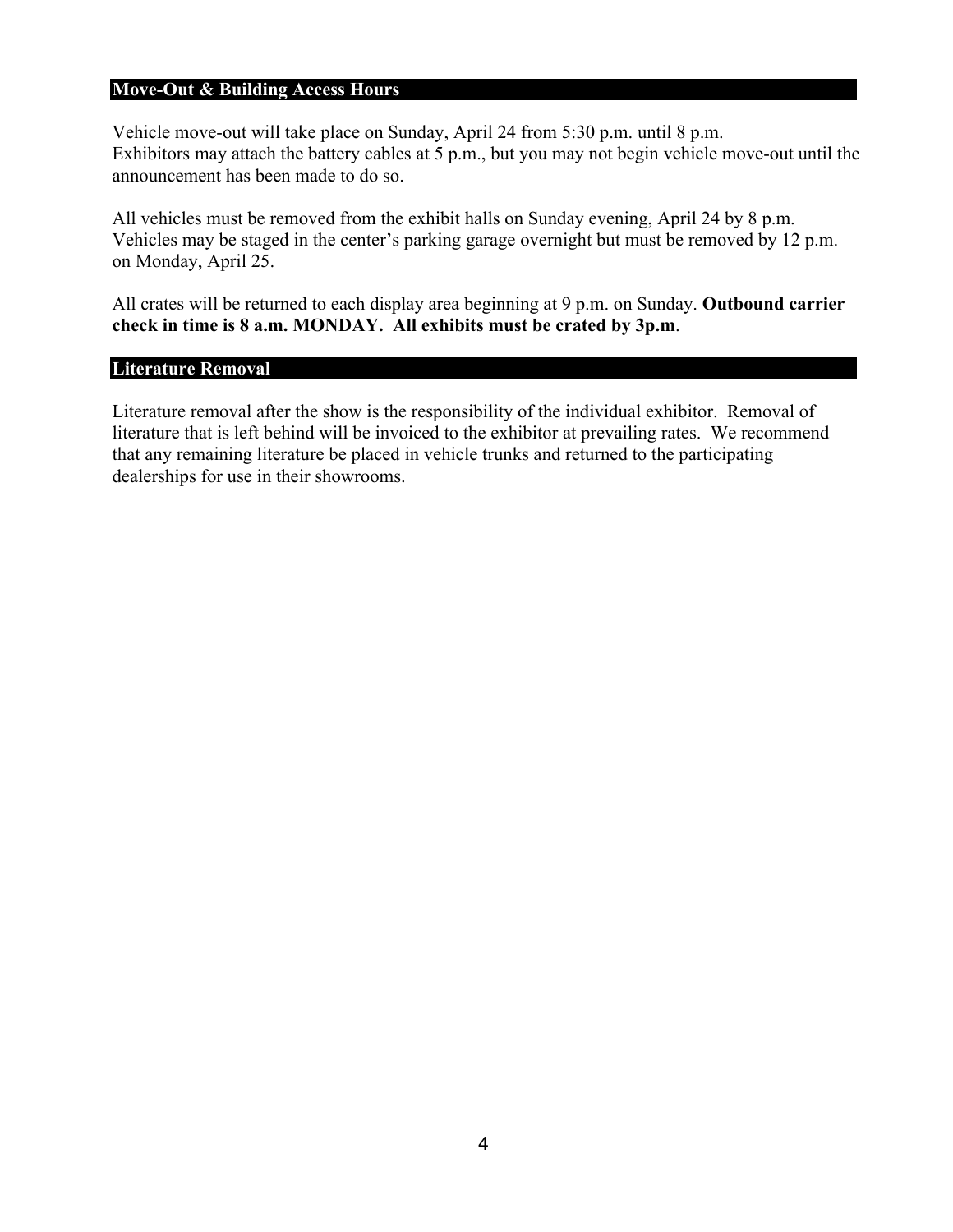## Move-Out & Building Access Hours

Vehicle move-out will take place on Sunday, April 24 from 5:30 p.m. until 8 p.m.
Exhibitors may attach the battery cables at 5 p.m., but you may not begin vehicle move-out until the announcement has been made to do so.

All vehicles must be removed from the exhibit halls on Sunday evening, April 24 by 8 p.m. Vehicles may be staged in the center's parking garage overnight but must be removed by 12 p.m. on Monday, April 25.

All crates will be returned to each display area beginning at 9 p.m. on Sunday. **Outbound carrier check in time is 8 a.m. MONDAY. All exhibits must be crated by 3p.m**.

## Literature Removal

Literature removal after the show is the responsibility of the individual exhibitor. Removal of literature that is left behind will be invoiced to the exhibitor at prevailing rates. We recommend that any remaining literature be placed in vehicle trunks and returned to the participating dealerships for use in their showrooms.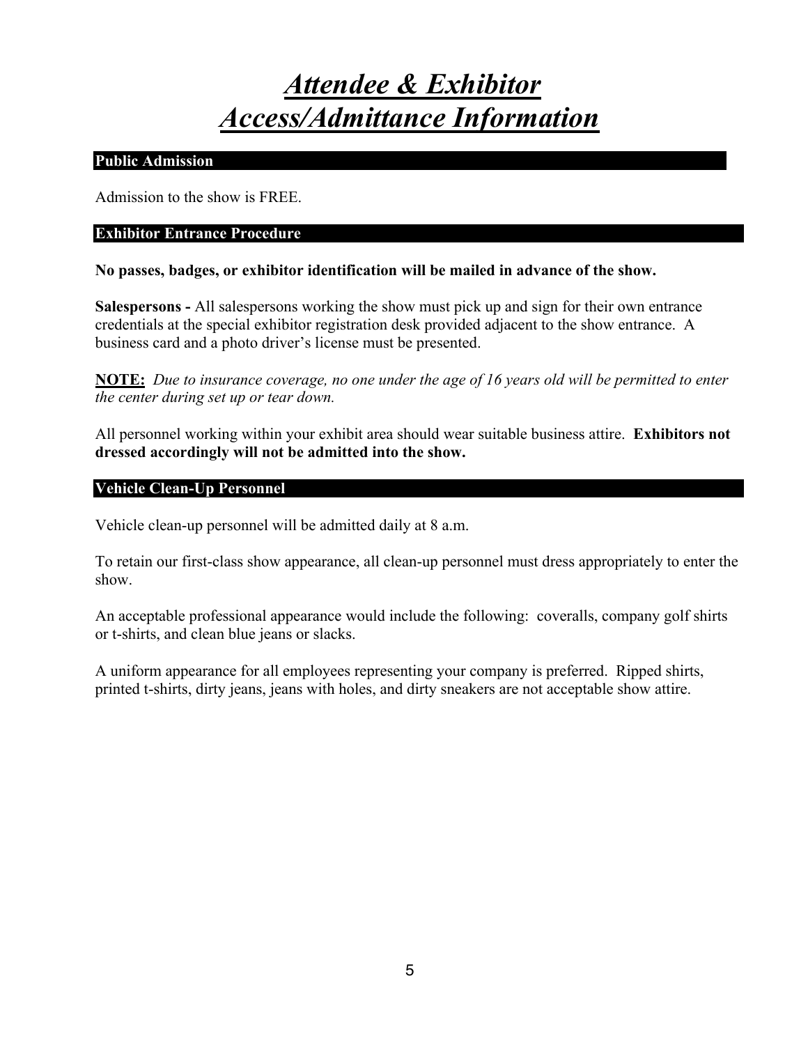# ***Attendee & Exhibitor Access/Admittance Information***

## Public Admission

Admission to the show is FREE.

## Exhibitor Entrance Procedure

**No passes, badges, or exhibitor identification will be mailed in advance of the show.**

**Salespersons -** All salespersons working the show must pick up and sign for their own entrance credentials at the special exhibitor registration desk provided adjacent to the show entrance. A business card and a photo driver's license must be presented.

**NOTE:** *Due to insurance coverage, no one under the age of 16 years old will be permitted to enter the center during set up or tear down.*

All personnel working within your exhibit area should wear suitable business attire. **Exhibitors not dressed accordingly will not be admitted into the show.**

## Vehicle Clean-Up Personnel

Vehicle clean-up personnel will be admitted daily at 8 a.m.

To retain our first-class show appearance, all clean-up personnel must dress appropriately to enter the show.

An acceptable professional appearance would include the following: coveralls, company golf shirts or t-shirts, and clean blue jeans or slacks.

A uniform appearance for all employees representing your company is preferred. Ripped shirts, printed t-shirts, dirty jeans, jeans with holes, and dirty sneakers are not acceptable show attire.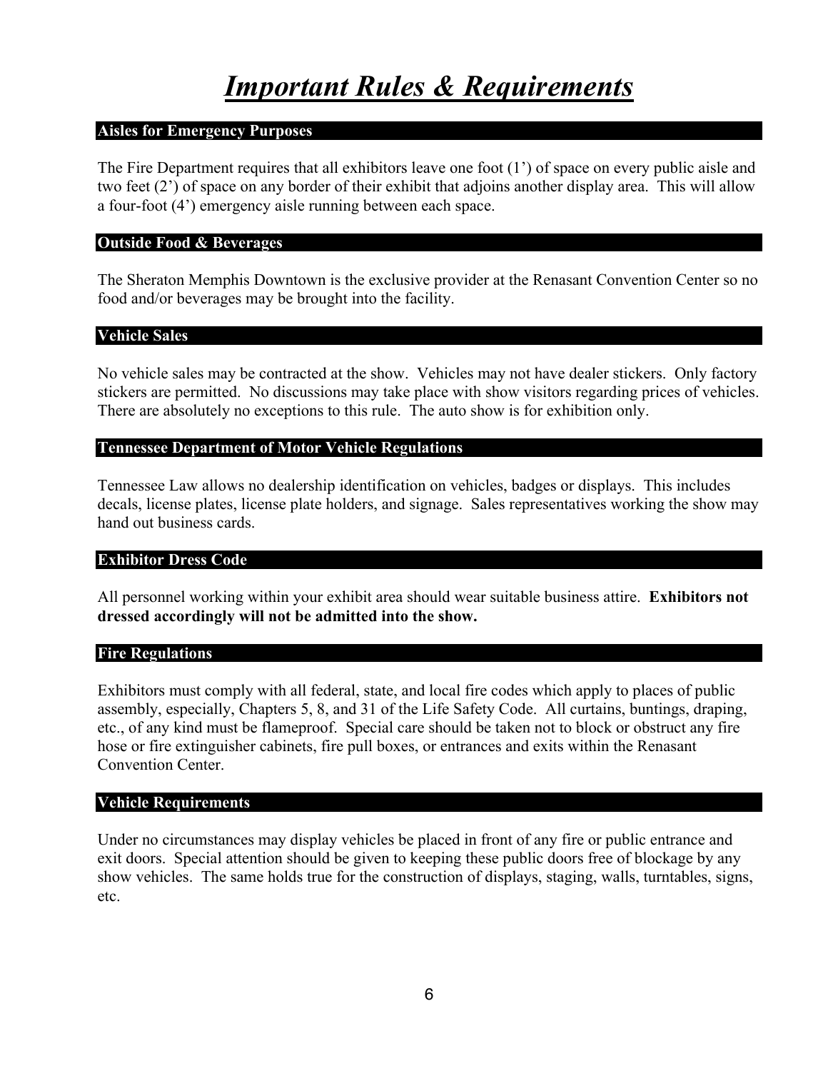# ***Important Rules & Requirements***

## Aisles for Emergency Purposes

The Fire Department requires that all exhibitors leave one foot (1') of space on every public aisle and two feet (2') of space on any border of their exhibit that adjoins another display area. This will allow a four-foot (4') emergency aisle running between each space.

## Outside Food & Beverages

The Sheraton Memphis Downtown is the exclusive provider at the Renasant Convention Center so no food and/or beverages may be brought into the facility.

## Vehicle Sales

No vehicle sales may be contracted at the show. Vehicles may not have dealer stickers. Only factory stickers are permitted. No discussions may take place with show visitors regarding prices of vehicles. There are absolutely no exceptions to this rule. The auto show is for exhibition only.

## Tennessee Department of Motor Vehicle Regulations

Tennessee Law allows no dealership identification on vehicles, badges or displays. This includes decals, license plates, license plate holders, and signage. Sales representatives working the show may hand out business cards.

## Exhibitor Dress Code

All personnel working within your exhibit area should wear suitable business attire. **Exhibitors not dressed accordingly will not be admitted into the show.**

## Fire Regulations

Exhibitors must comply with all federal, state, and local fire codes which apply to places of public assembly, especially, Chapters 5, 8, and 31 of the Life Safety Code. All curtains, buntings, draping, etc., of any kind must be flameproof. Special care should be taken not to block or obstruct any fire hose or fire extinguisher cabinets, fire pull boxes, or entrances and exits within the Renasant Convention Center.

## Vehicle Requirements

Under no circumstances may display vehicles be placed in front of any fire or public entrance and exit doors. Special attention should be given to keeping these public doors free of blockage by any show vehicles. The same holds true for the construction of displays, staging, walls, turntables, signs, etc.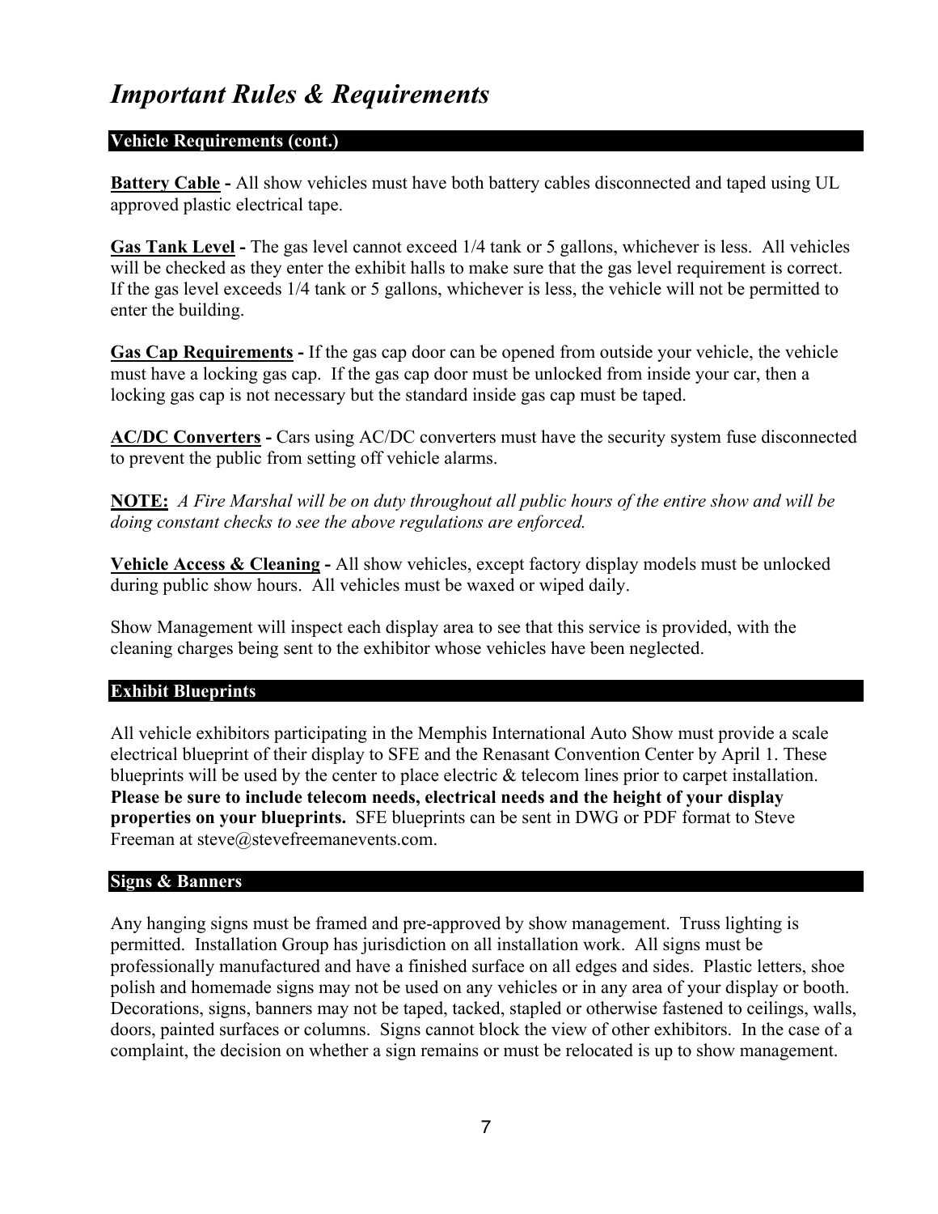# *Important Rules & Requirements*

## Vehicle Requirements (cont.)

**<u>Battery Cable</u> -** All show vehicles must have both battery cables disconnected and taped using UL approved plastic electrical tape.

**<u>Gas Tank Level</u> -** The gas level cannot exceed 1/4 tank or 5 gallons, whichever is less. All vehicles will be checked as they enter the exhibit halls to make sure that the gas level requirement is correct. If the gas level exceeds 1/4 tank or 5 gallons, whichever is less, the vehicle will not be permitted to enter the building.

**<u>Gas Cap Requirements</u> -** If the gas cap door can be opened from outside your vehicle, the vehicle must have a locking gas cap. If the gas cap door must be unlocked from inside your car, then a locking gas cap is not necessary but the standard inside gas cap must be taped.

**<u>AC/DC Converters</u> -** Cars using AC/DC converters must have the security system fuse disconnected to prevent the public from setting off vehicle alarms.

**<u>NOTE:</u>** *A Fire Marshal will be on duty throughout all public hours of the entire show and will be doing constant checks to see the above regulations are enforced.*

**<u>Vehicle Access & Cleaning</u> -** All show vehicles, except factory display models must be unlocked during public show hours. All vehicles must be waxed or wiped daily.

Show Management will inspect each display area to see that this service is provided, with the cleaning charges being sent to the exhibitor whose vehicles have been neglected.

## Exhibit Blueprints

All vehicle exhibitors participating in the Memphis International Auto Show must provide a scale electrical blueprint of their display to SFE and the Renasant Convention Center by April 1. These blueprints will be used by the center to place electric & telecom lines prior to carpet installation. **Please be sure to include telecom needs, electrical needs and the height of your display properties on your blueprints.** SFE blueprints can be sent in DWG or PDF format to Steve Freeman at steve@stevefreemanevents.com.

## Signs & Banners

Any hanging signs must be framed and pre-approved by show management. Truss lighting is permitted. Installation Group has jurisdiction on all installation work. All signs must be professionally manufactured and have a finished surface on all edges and sides. Plastic letters, shoe polish and homemade signs may not be used on any vehicles or in any area of your display or booth. Decorations, signs, banners may not be taped, tacked, stapled or otherwise fastened to ceilings, walls, doors, painted surfaces or columns. Signs cannot block the view of other exhibitors. In the case of a complaint, the decision on whether a sign remains or must be relocated is up to show management.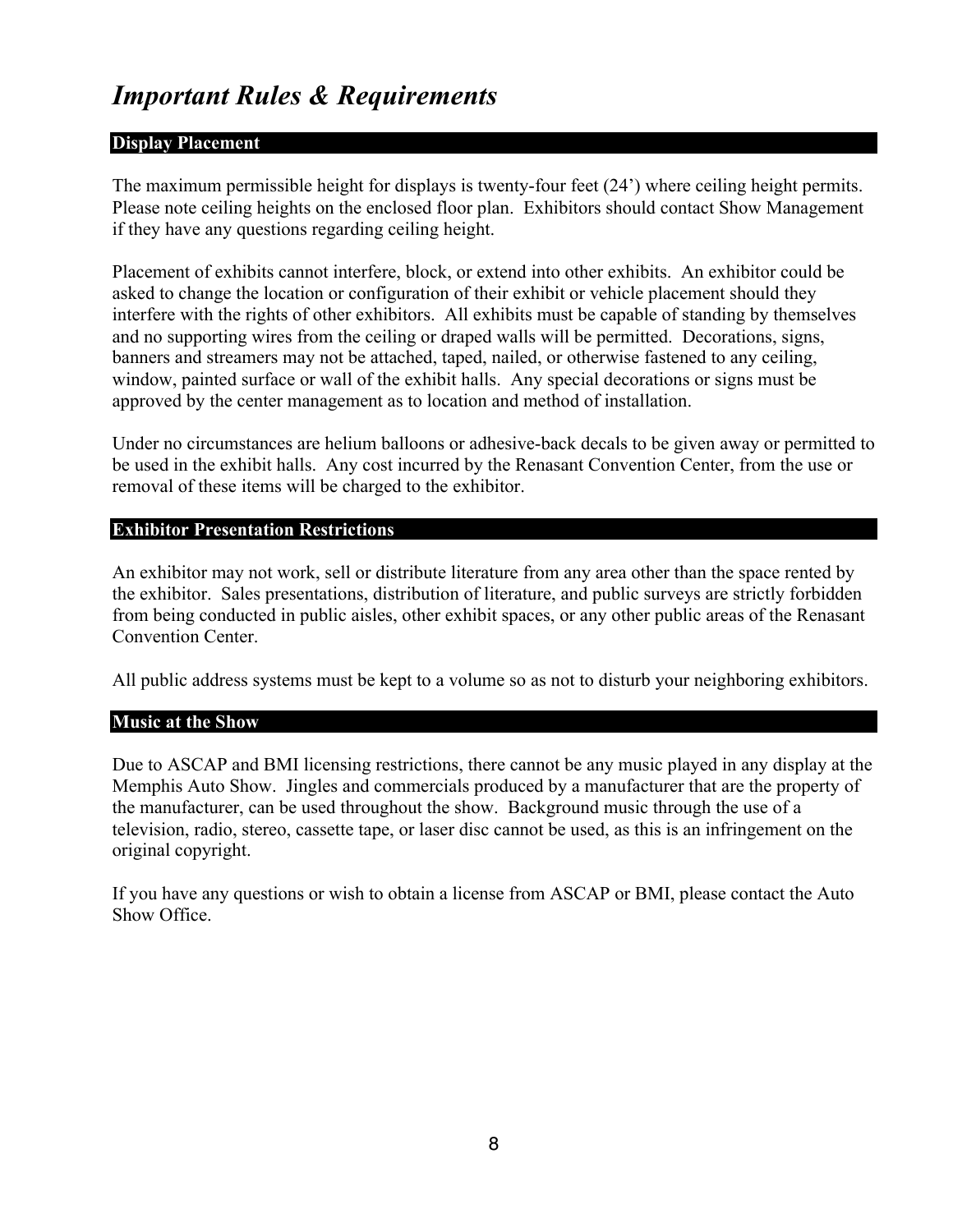# *Important Rules & Requirements*

## Display Placement

The maximum permissible height for displays is twenty-four feet (24') where ceiling height permits. Please note ceiling heights on the enclosed floor plan. Exhibitors should contact Show Management if they have any questions regarding ceiling height.

Placement of exhibits cannot interfere, block, or extend into other exhibits. An exhibitor could be asked to change the location or configuration of their exhibit or vehicle placement should they interfere with the rights of other exhibitors. All exhibits must be capable of standing by themselves and no supporting wires from the ceiling or draped walls will be permitted. Decorations, signs, banners and streamers may not be attached, taped, nailed, or otherwise fastened to any ceiling, window, painted surface or wall of the exhibit halls. Any special decorations or signs must be approved by the center management as to location and method of installation.

Under no circumstances are helium balloons or adhesive-back decals to be given away or permitted to be used in the exhibit halls. Any cost incurred by the Renasant Convention Center, from the use or removal of these items will be charged to the exhibitor.

## Exhibitor Presentation Restrictions

An exhibitor may not work, sell or distribute literature from any area other than the space rented by the exhibitor. Sales presentations, distribution of literature, and public surveys are strictly forbidden from being conducted in public aisles, other exhibit spaces, or any other public areas of the Renasant Convention Center.

All public address systems must be kept to a volume so as not to disturb your neighboring exhibitors.

## Music at the Show

Due to ASCAP and BMI licensing restrictions, there cannot be any music played in any display at the Memphis Auto Show. Jingles and commercials produced by a manufacturer that are the property of the manufacturer, can be used throughout the show. Background music through the use of a television, radio, stereo, cassette tape, or laser disc cannot be used, as this is an infringement on the original copyright.

If you have any questions or wish to obtain a license from ASCAP or BMI, please contact the Auto Show Office.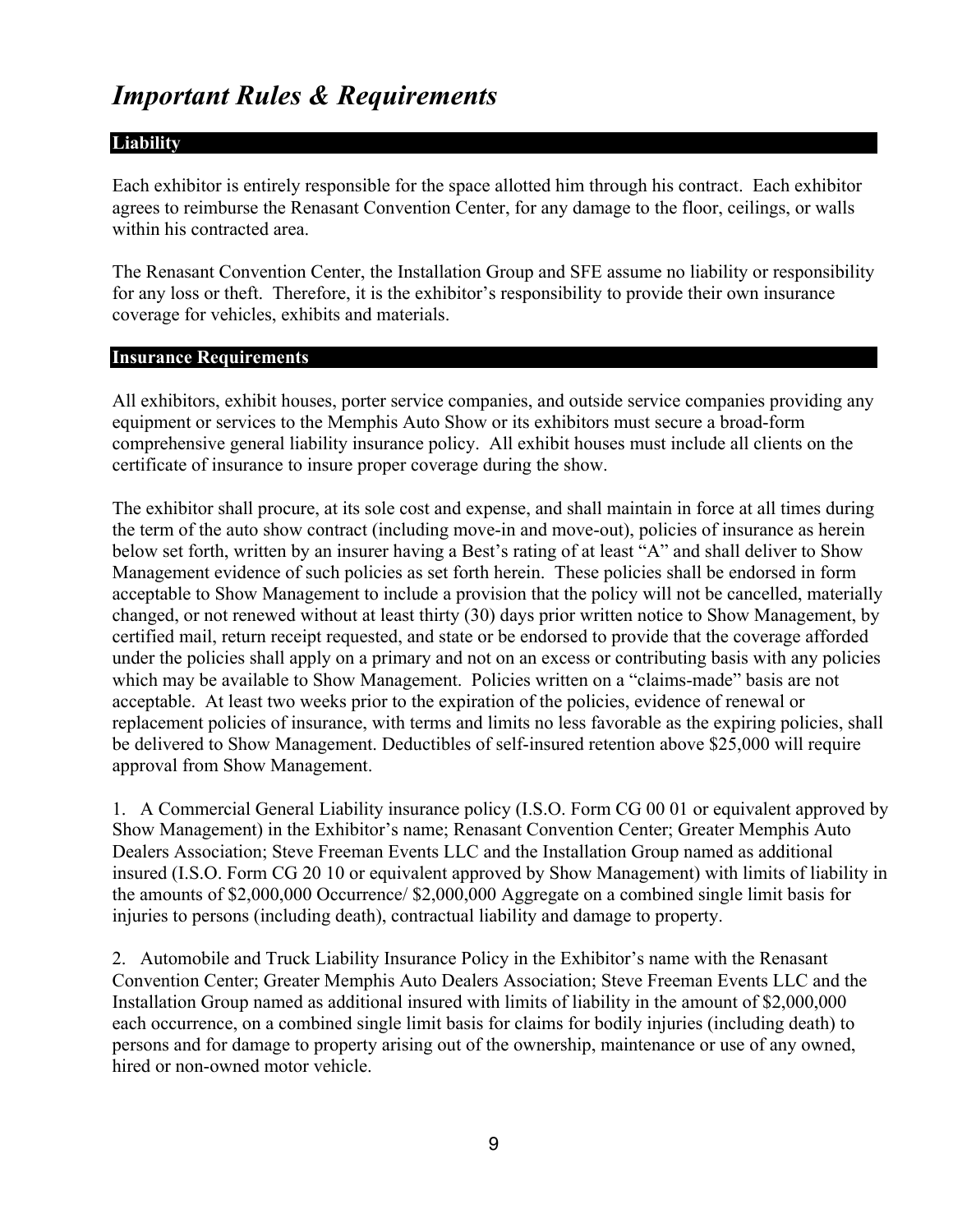# *Important Rules & Requirements*

## Liability

Each exhibitor is entirely responsible for the space allotted him through his contract. Each exhibitor agrees to reimburse the Renasant Convention Center, for any damage to the floor, ceilings, or walls within his contracted area.

The Renasant Convention Center, the Installation Group and SFE assume no liability or responsibility for any loss or theft. Therefore, it is the exhibitor's responsibility to provide their own insurance coverage for vehicles, exhibits and materials.

## Insurance Requirements

All exhibitors, exhibit houses, porter service companies, and outside service companies providing any equipment or services to the Memphis Auto Show or its exhibitors must secure a broad-form comprehensive general liability insurance policy. All exhibit houses must include all clients on the certificate of insurance to insure proper coverage during the show.

The exhibitor shall procure, at its sole cost and expense, and shall maintain in force at all times during the term of the auto show contract (including move-in and move-out), policies of insurance as herein below set forth, written by an insurer having a Best's rating of at least "A" and shall deliver to Show Management evidence of such policies as set forth herein. These policies shall be endorsed in form acceptable to Show Management to include a provision that the policy will not be cancelled, materially changed, or not renewed without at least thirty (30) days prior written notice to Show Management, by certified mail, return receipt requested, and state or be endorsed to provide that the coverage afforded under the policies shall apply on a primary and not on an excess or contributing basis with any policies which may be available to Show Management. Policies written on a "claims-made" basis are not acceptable. At least two weeks prior to the expiration of the policies, evidence of renewal or replacement policies of insurance, with terms and limits no less favorable as the expiring policies, shall be delivered to Show Management. Deductibles of self-insured retention above $25,000 will require approval from Show Management.

1. A Commercial General Liability insurance policy (I.S.O. Form CG 00 01 or equivalent approved by Show Management) in the Exhibitor's name; Renasant Convention Center; Greater Memphis Auto Dealers Association; Steve Freeman Events LLC and the Installation Group named as additional insured (I.S.O. Form CG 20 10 or equivalent approved by Show Management) with limits of liability in the amounts of $2,000,000 Occurrence/ $2,000,000 Aggregate on a combined single limit basis for injuries to persons (including death), contractual liability and damage to property.

2. Automobile and Truck Liability Insurance Policy in the Exhibitor's name with the Renasant Convention Center; Greater Memphis Auto Dealers Association; Steve Freeman Events LLC and the Installation Group named as additional insured with limits of liability in the amount of $2,000,000 each occurrence, on a combined single limit basis for claims for bodily injuries (including death) to persons and for damage to property arising out of the ownership, maintenance or use of any owned, hired or non-owned motor vehicle.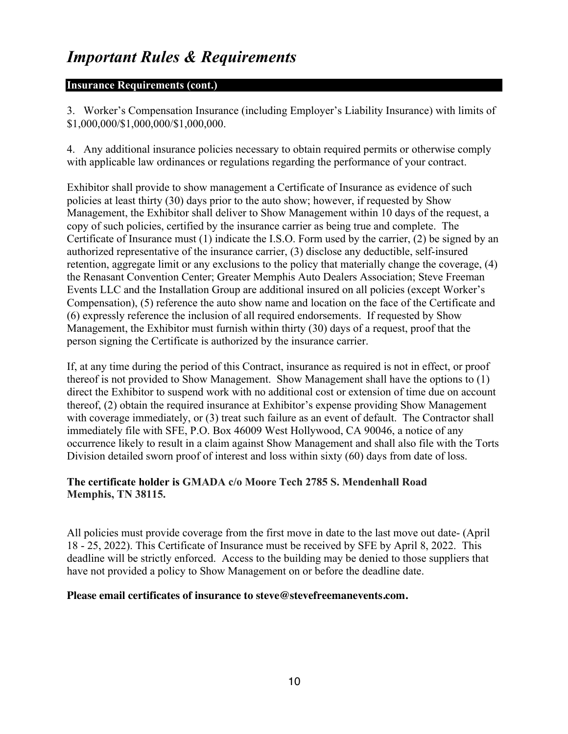# *Important Rules & Requirements*

**Insurance Requirements (cont.)**

3. Worker's Compensation Insurance (including Employer's Liability Insurance) with limits of $1,000,000/$1,000,000/$1,000,000.

4. Any additional insurance policies necessary to obtain required permits or otherwise comply with applicable law ordinances or regulations regarding the performance of your contract.

Exhibitor shall provide to show management a Certificate of Insurance as evidence of such policies at least thirty (30) days prior to the auto show; however, if requested by Show Management, the Exhibitor shall deliver to Show Management within 10 days of the request, a copy of such policies, certified by the insurance carrier as being true and complete. The Certificate of Insurance must (1) indicate the I.S.O. Form used by the carrier, (2) be signed by an authorized representative of the insurance carrier, (3) disclose any deductible, self-insured retention, aggregate limit or any exclusions to the policy that materially change the coverage, (4) the Renasant Convention Center; Greater Memphis Auto Dealers Association; Steve Freeman Events LLC and the Installation Group are additional insured on all policies (except Worker's Compensation), (5) reference the auto show name and location on the face of the Certificate and (6) expressly reference the inclusion of all required endorsements. If requested by Show Management, the Exhibitor must furnish within thirty (30) days of a request, proof that the person signing the Certificate is authorized by the insurance carrier.

If, at any time during the period of this Contract, insurance as required is not in effect, or proof thereof is not provided to Show Management. Show Management shall have the options to (1) direct the Exhibitor to suspend work with no additional cost or extension of time due on account thereof, (2) obtain the required insurance at Exhibitor's expense providing Show Management with coverage immediately, or (3) treat such failure as an event of default. The Contractor shall immediately file with SFE, P.O. Box 46009 West Hollywood, CA 90046, a notice of any occurrence likely to result in a claim against Show Management and shall also file with the Torts Division detailed sworn proof of interest and loss within sixty (60) days from date of loss.

**The certificate holder is GMADA c/o Moore Tech 2785 S. Mendenhall Road Memphis, TN 38115.**

All policies must provide coverage from the first move in date to the last move out date- (April 18 - 25, 2022). This Certificate of Insurance must be received by SFE by April 8, 2022. This deadline will be strictly enforced. Access to the building may be denied to those suppliers that have not provided a policy to Show Management on or before the deadline date.

**Please email certificates of insurance to steve@stevefreemanevents.com.**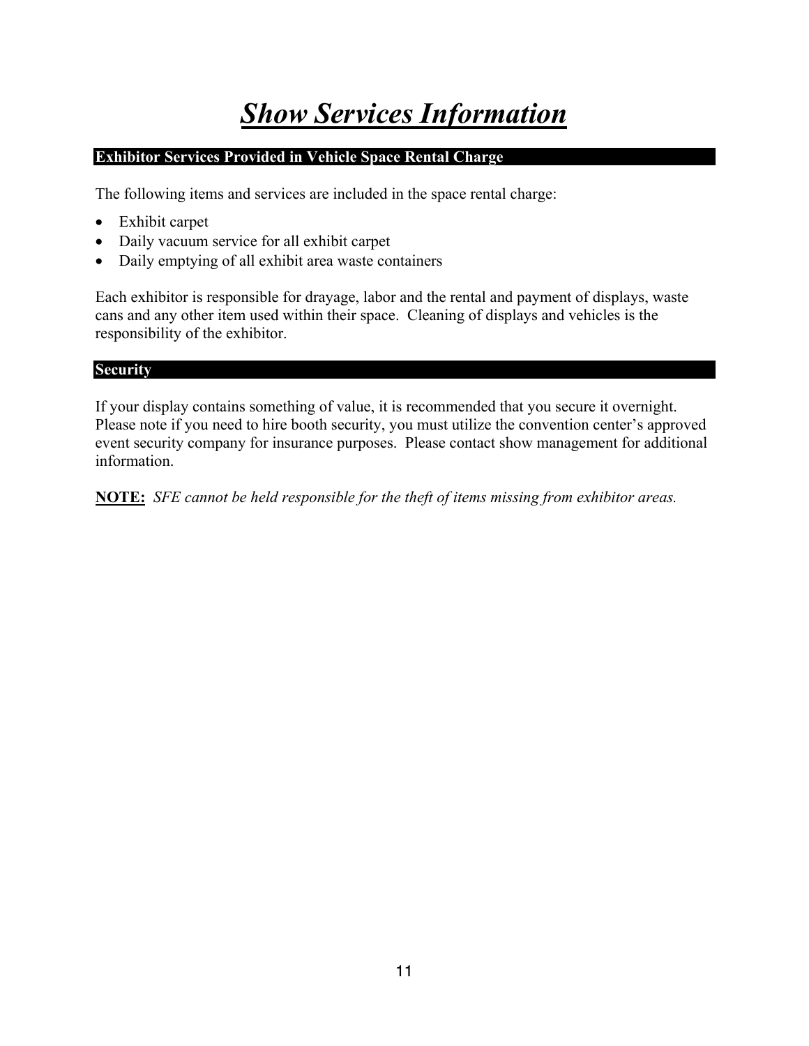# ***Show Services Information***

## Exhibitor Services Provided in Vehicle Space Rental Charge

The following items and services are included in the space rental charge:

- Exhibit carpet
- Daily vacuum service for all exhibit carpet
- Daily emptying of all exhibit area waste containers

Each exhibitor is responsible for drayage, labor and the rental and payment of displays, waste cans and any other item used within their space. Cleaning of displays and vehicles is the responsibility of the exhibitor.

## Security

If your display contains something of value, it is recommended that you secure it overnight. Please note if you need to hire booth security, you must utilize the convention center's approved event security company for insurance purposes. Please contact show management for additional information.

**NOTE:** *SFE cannot be held responsible for the theft of items missing from exhibitor areas.*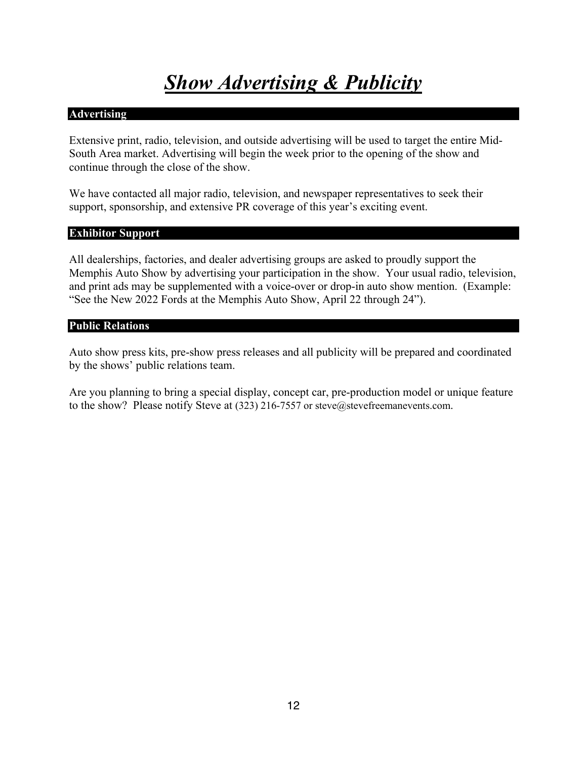# *Show Advertising & Publicity*

## Advertising

Extensive print, radio, television, and outside advertising will be used to target the entire Mid-South Area market. Advertising will begin the week prior to the opening of the show and continue through the close of the show.

We have contacted all major radio, television, and newspaper representatives to seek their support, sponsorship, and extensive PR coverage of this year's exciting event.

## Exhibitor Support

All dealerships, factories, and dealer advertising groups are asked to proudly support the Memphis Auto Show by advertising your participation in the show. Your usual radio, television, and print ads may be supplemented with a voice-over or drop-in auto show mention. (Example: "See the New 2022 Fords at the Memphis Auto Show, April 22 through 24").

## Public Relations

Auto show press kits, pre-show press releases and all publicity will be prepared and coordinated by the shows' public relations team.

Are you planning to bring a special display, concept car, pre-production model or unique feature to the show? Please notify Steve at (323) 216-7557 or steve@stevefreemanevents.com.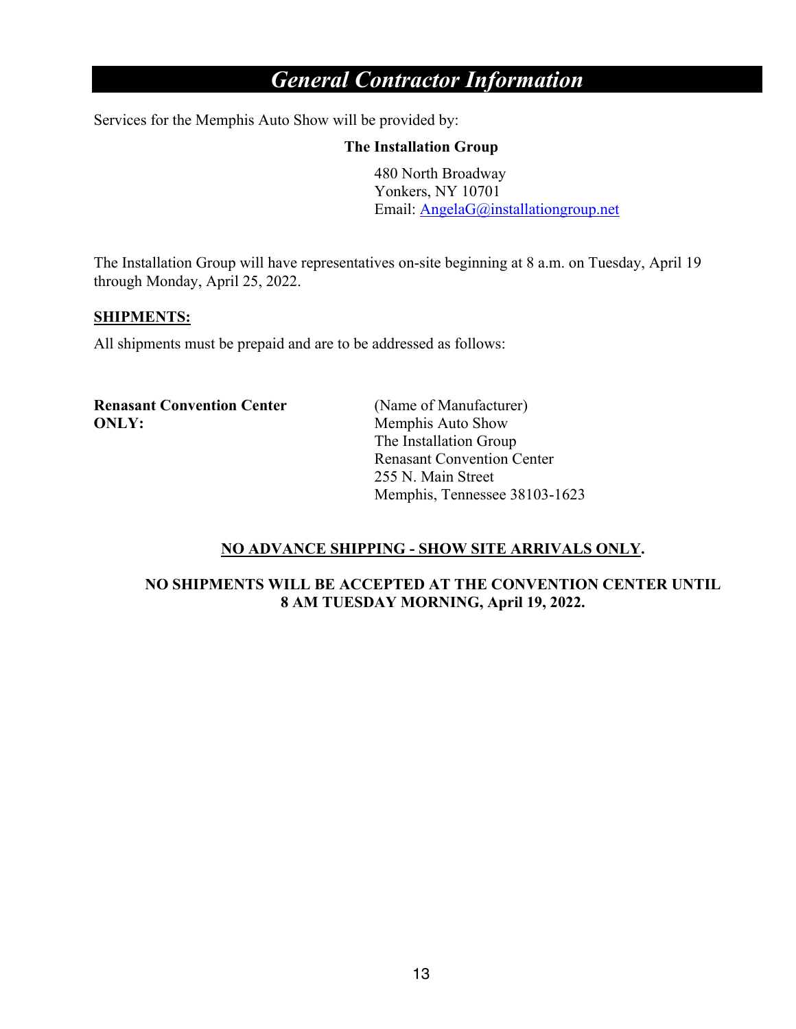# *General Contractor Information*

Services for the Memphis Auto Show will be provided by:

**The Installation Group**

480 North Broadway
Yonkers, NY 10701
Email: AngelaG@installationgroup.net

The Installation Group will have representatives on-site beginning at 8 a.m. on Tuesday, April 19 through Monday, April 25, 2022.

**SHIPMENTS:**

All shipments must be prepaid and are to be addressed as follows:

**Renasant Convention Center ONLY:**

(Name of Manufacturer)
Memphis Auto Show
The Installation Group
Renasant Convention Center
255 N. Main Street
Memphis, Tennessee 38103-1623

**NO ADVANCE SHIPPING - SHOW SITE ARRIVALS ONLY.**

**NO SHIPMENTS WILL BE ACCEPTED AT THE CONVENTION CENTER UNTIL 8 AM TUESDAY MORNING, April 19, 2022.**